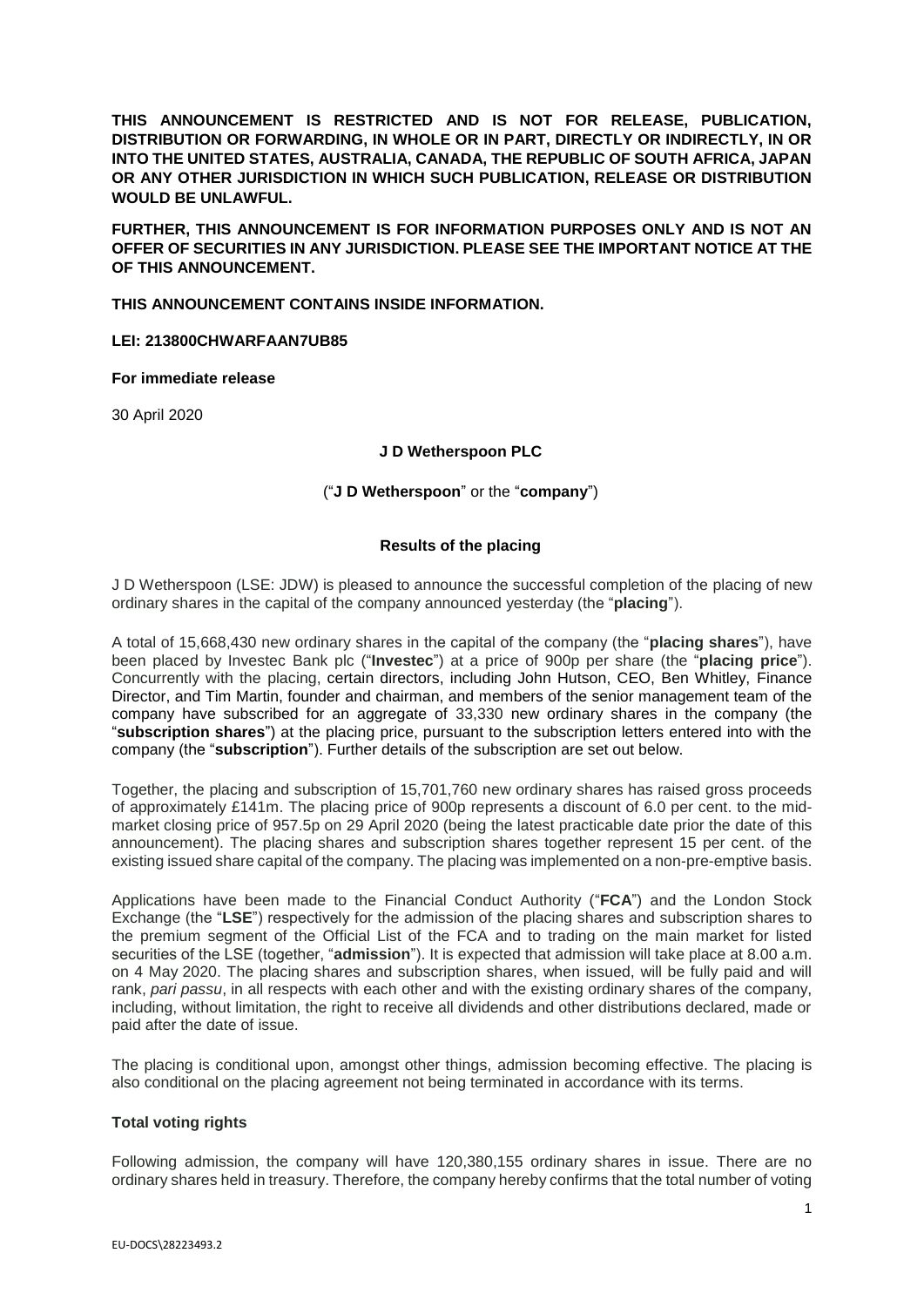**THIS ANNOUNCEMENT IS RESTRICTED AND IS NOT FOR RELEASE, PUBLICATION, DISTRIBUTION OR FORWARDING, IN WHOLE OR IN PART, DIRECTLY OR INDIRECTLY, IN OR INTO THE UNITED STATES, AUSTRALIA, CANADA, THE REPUBLIC OF SOUTH AFRICA, JAPAN OR ANY OTHER JURISDICTION IN WHICH SUCH PUBLICATION, RELEASE OR DISTRIBUTION WOULD BE UNLAWFUL.**

**FURTHER, THIS ANNOUNCEMENT IS FOR INFORMATION PURPOSES ONLY AND IS NOT AN OFFER OF SECURITIES IN ANY JURISDICTION. PLEASE SEE THE IMPORTANT NOTICE AT THE OF THIS ANNOUNCEMENT.**

**THIS ANNOUNCEMENT CONTAINS INSIDE INFORMATION.**

**LEI: 213800CHWARFAAN7UB85**

**For immediate release**

30 April 2020

**J D Wetherspoon PLC**

("**J D Wetherspoon**" or the "**company**")

**Results of the placing**

J D Wetherspoon (LSE: JDW) is pleased to announce the successful completion of the placing of new ordinary shares in the capital of the company announced yesterday (the "**placing**").

A total of 15,668,430 new ordinary shares in the capital of the company (the "**placing shares**"), have been placed by Investec Bank plc ("**Investec**") at a price of 900p per share (the "**placing price**"). Concurrently with the placing, certain directors, including John Hutson, CEO, Ben Whitley, Finance Director, and Tim Martin, founder and chairman, and members of the senior management team of the company have subscribed for an aggregate of 33,330 new ordinary shares in the company (the "**subscription shares**") at the placing price, pursuant to the subscription letters entered into with the company (the "**subscription**"). Further details of the subscription are set out below.

Together, the placing and subscription of 15,701,760 new ordinary shares has raised gross proceeds of approximately £141m. The placing price of 900p represents a discount of 6.0 per cent. to the mid-market closing price of 957.5p on 29 April 2020 (being the latest practicable date prior the date of this announcement). The placing shares and subscription shares together represent 15 per cent. of the existing issued share capital of the company. The placing was implemented on a non-pre-emptive basis.

Applications have been made to the Financial Conduct Authority ("**FCA**") and the London Stock Exchange (the "**LSE**") respectively for the admission of the placing shares and subscription shares to the premium segment of the Official List of the FCA and to trading on the main market for listed securities of the LSE (together, "**admission**"). It is expected that admission will take place at 8.00 a.m. on 4 May 2020. The placing shares and subscription shares, when issued, will be fully paid and will rank, *pari passu*, in all respects with each other and with the existing ordinary shares of the company, including, without limitation, the right to receive all dividends and other distributions declared, made or paid after the date of issue.

The placing is conditional upon, amongst other things, admission becoming effective. The placing is also conditional on the placing agreement not being terminated in accordance with its terms.

**Total voting rights**

Following admission, the company will have 120,380,155 ordinary shares in issue. There are no ordinary shares held in treasury. Therefore, the company hereby confirms that the total number of voting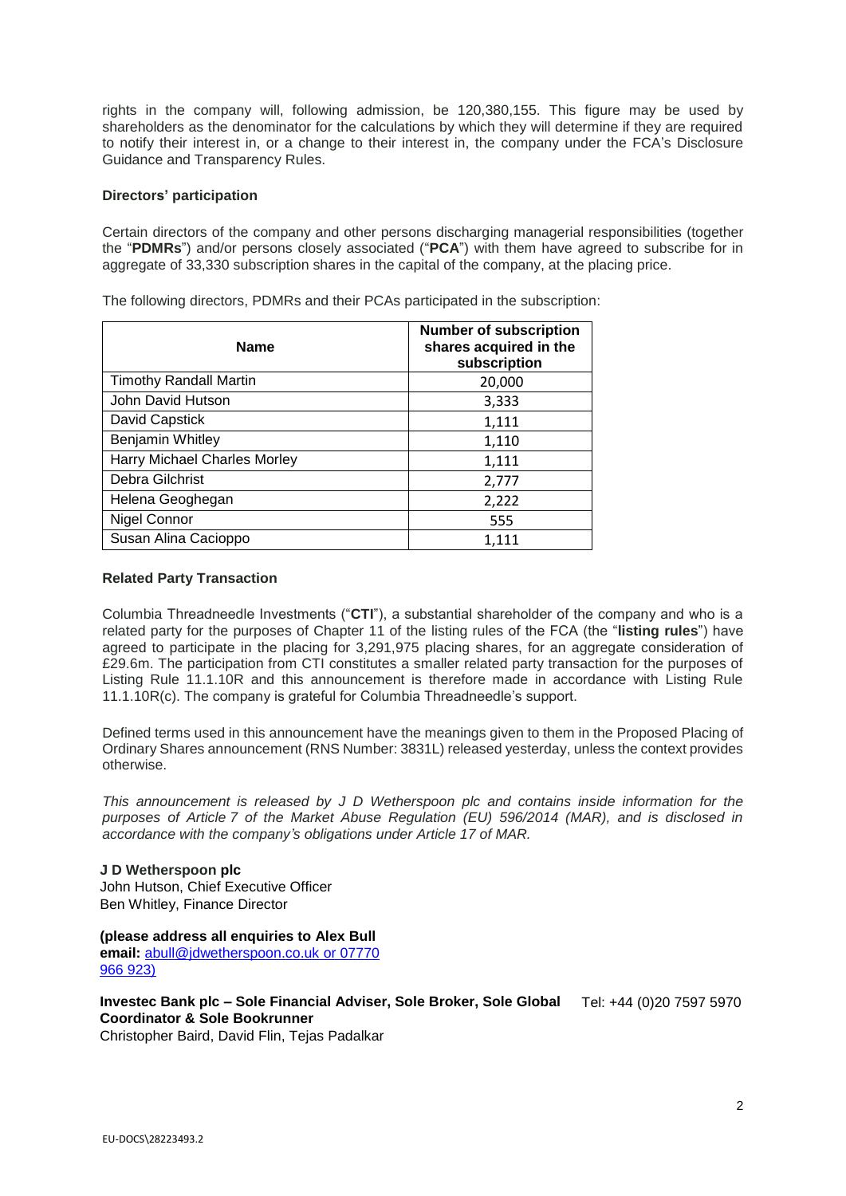rights in the company will, following admission, be 120,380,155. This figure may be used by shareholders as the denominator for the calculations by which they will determine if they are required to notify their interest in, or a change to their interest in, the company under the FCA's Disclosure Guidance and Transparency Rules.

**Directors' participation**

Certain directors of the company and other persons discharging managerial responsibilities (together the "**PDMRs**") and/or persons closely associated ("**PCA**") with them have agreed to subscribe for in aggregate of 33,330 subscription shares in the capital of the company, at the placing price.

The following directors, PDMRs and their PCAs participated in the subscription:

| Name | Number of subscription shares acquired in the subscription |
|---|---|
| Timothy Randall Martin | 20,000 |
| John David Hutson | 3,333 |
| David Capstick | 1,111 |
| Benjamin Whitley | 1,110 |
| Harry Michael Charles Morley | 1,111 |
| Debra Gilchrist | 2,777 |
| Helena Geoghegan | 2,222 |
| Nigel Connor | 555 |
| Susan Alina Cacioppo | 1,111 |

**Related Party Transaction**

Columbia Threadneedle Investments ("**CTI**"), a substantial shareholder of the company and who is a related party for the purposes of Chapter 11 of the listing rules of the FCA (the "**listing rules**") have agreed to participate in the placing for 3,291,975 placing shares, for an aggregate consideration of £29.6m. The participation from CTI constitutes a smaller related party transaction for the purposes of Listing Rule 11.1.10R and this announcement is therefore made in accordance with Listing Rule 11.1.10R(c). The company is grateful for Columbia Threadneedle's support.

Defined terms used in this announcement have the meanings given to them in the Proposed Placing of Ordinary Shares announcement (RNS Number: 3831L) released yesterday, unless the context provides otherwise.

*This announcement is released by J D Wetherspoon plc and contains inside information for the purposes of Article 7 of the Market Abuse Regulation (EU) 596/2014 (MAR), and is disclosed in accordance with the company's obligations under Article 17 of MAR.*

**J D Wetherspoon plc**
John Hutson, Chief Executive Officer
Ben Whitley, Finance Director

**(please address all enquiries to Alex Bull**
**email:** abull@jdwetherspoon.co.uk or 07770 966 923)

**Investec Bank plc – Sole Financial Adviser, Sole Broker, Sole Global Coordinator & Sole Bookrunner** Tel: +44 (0)20 7597 5970
Christopher Baird, David Flin, Tejas Padalkar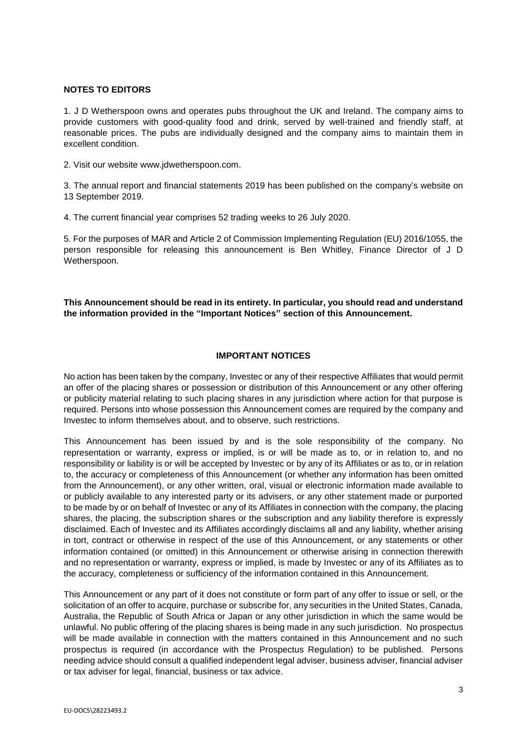**NOTES TO EDITORS**

1. J D Wetherspoon owns and operates pubs throughout the UK and Ireland. The company aims to provide customers with good-quality food and drink, served by well-trained and friendly staff, at reasonable prices. The pubs are individually designed and the company aims to maintain them in excellent condition.

2. Visit our website www.jdwetherspoon.com.

3. The annual report and financial statements 2019 has been published on the company's website on 13 September 2019.

4. The current financial year comprises 52 trading weeks to 26 July 2020.

5. For the purposes of MAR and Article 2 of Commission Implementing Regulation (EU) 2016/1055, the person responsible for releasing this announcement is Ben Whitley, Finance Director of J D Wetherspoon.

**This Announcement should be read in its entirety. In particular, you should read and understand the information provided in the "Important Notices" section of this Announcement.**

**IMPORTANT NOTICES**

No action has been taken by the company, Investec or any of their respective Affiliates that would permit an offer of the placing shares or possession or distribution of this Announcement or any other offering or publicity material relating to such placing shares in any jurisdiction where action for that purpose is required. Persons into whose possession this Announcement comes are required by the company and Investec to inform themselves about, and to observe, such restrictions.

This Announcement has been issued by and is the sole responsibility of the company. No representation or warranty, express or implied, is or will be made as to, or in relation to, and no responsibility or liability is or will be accepted by Investec or by any of its Affiliates or as to, or in relation to, the accuracy or completeness of this Announcement (or whether any information has been omitted from the Announcement), or any other written, oral, visual or electronic information made available to or publicly available to any interested party or its advisers, or any other statement made or purported to be made by or on behalf of Investec or any of its Affiliates in connection with the company, the placing shares, the placing, the subscription shares or the subscription and any liability therefore is expressly disclaimed. Each of Investec and its Affiliates accordingly disclaims all and any liability, whether arising in tort, contract or otherwise in respect of the use of this Announcement, or any statements or other information contained (or omitted) in this Announcement or otherwise arising in connection therewith and no representation or warranty, express or implied, is made by Investec or any of its Affiliates as to the accuracy, completeness or sufficiency of the information contained in this Announcement.

This Announcement or any part of it does not constitute or form part of any offer to issue or sell, or the solicitation of an offer to acquire, purchase or subscribe for, any securities in the United States, Canada, Australia, the Republic of South Africa or Japan or any other jurisdiction in which the same would be unlawful. No public offering of the placing shares is being made in any such jurisdiction. No prospectus will be made available in connection with the matters contained in this Announcement and no such prospectus is required (in accordance with the Prospectus Regulation) to be published. Persons needing advice should consult a qualified independent legal adviser, business adviser, financial adviser or tax adviser for legal, financial, business or tax advice.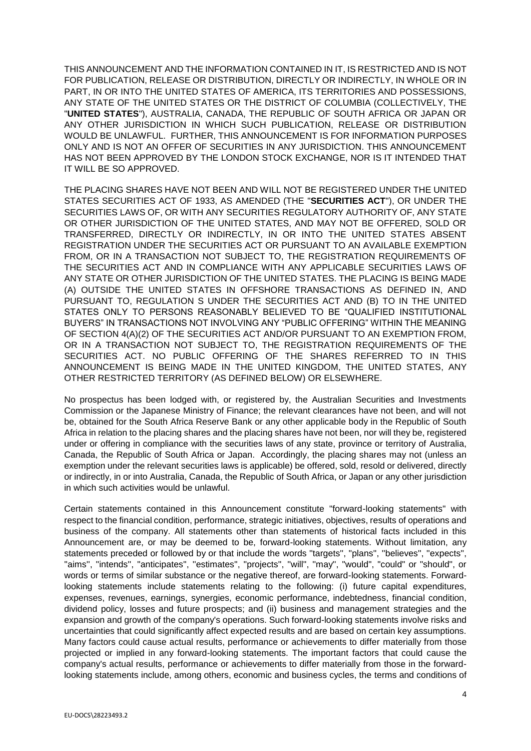THIS ANNOUNCEMENT AND THE INFORMATION CONTAINED IN IT, IS RESTRICTED AND IS NOT FOR PUBLICATION, RELEASE OR DISTRIBUTION, DIRECTLY OR INDIRECTLY, IN WHOLE OR IN PART, IN OR INTO THE UNITED STATES OF AMERICA, ITS TERRITORIES AND POSSESSIONS, ANY STATE OF THE UNITED STATES OR THE DISTRICT OF COLUMBIA (COLLECTIVELY, THE "**UNITED STATES**"), AUSTRALIA, CANADA, THE REPUBLIC OF SOUTH AFRICA OR JAPAN OR ANY OTHER JURISDICTION IN WHICH SUCH PUBLICATION, RELEASE OR DISTRIBUTION WOULD BE UNLAWFUL. FURTHER, THIS ANNOUNCEMENT IS FOR INFORMATION PURPOSES ONLY AND IS NOT AN OFFER OF SECURITIES IN ANY JURISDICTION. THIS ANNOUNCEMENT HAS NOT BEEN APPROVED BY THE LONDON STOCK EXCHANGE, NOR IS IT INTENDED THAT IT WILL BE SO APPROVED.

THE PLACING SHARES HAVE NOT BEEN AND WILL NOT BE REGISTERED UNDER THE UNITED STATES SECURITIES ACT OF 1933, AS AMENDED (THE "**SECURITIES ACT**"), OR UNDER THE SECURITIES LAWS OF, OR WITH ANY SECURITIES REGULATORY AUTHORITY OF, ANY STATE OR OTHER JURISDICTION OF THE UNITED STATES, AND MAY NOT BE OFFERED, SOLD OR TRANSFERRED, DIRECTLY OR INDIRECTLY, IN OR INTO THE UNITED STATES ABSENT REGISTRATION UNDER THE SECURITIES ACT OR PURSUANT TO AN AVAILABLE EXEMPTION FROM, OR IN A TRANSACTION NOT SUBJECT TO, THE REGISTRATION REQUIREMENTS OF THE SECURITIES ACT AND IN COMPLIANCE WITH ANY APPLICABLE SECURITIES LAWS OF ANY STATE OR OTHER JURISDICTION OF THE UNITED STATES. THE PLACING IS BEING MADE (A) OUTSIDE THE UNITED STATES IN OFFSHORE TRANSACTIONS AS DEFINED IN, AND PURSUANT TO, REGULATION S UNDER THE SECURITIES ACT AND (B) TO IN THE UNITED STATES ONLY TO PERSONS REASONABLY BELIEVED TO BE "QUALIFIED INSTITUTIONAL BUYERS" IN TRANSACTIONS NOT INVOLVING ANY "PUBLIC OFFERING" WITHIN THE MEANING OF SECTION 4(A)(2) OF THE SECURITIES ACT AND/OR PURSUANT TO AN EXEMPTION FROM, OR IN A TRANSACTION NOT SUBJECT TO, THE REGISTRATION REQUIREMENTS OF THE SECURITIES ACT. NO PUBLIC OFFERING OF THE SHARES REFERRED TO IN THIS ANNOUNCEMENT IS BEING MADE IN THE UNITED KINGDOM, THE UNITED STATES, ANY OTHER RESTRICTED TERRITORY (AS DEFINED BELOW) OR ELSEWHERE.

No prospectus has been lodged with, or registered by, the Australian Securities and Investments Commission or the Japanese Ministry of Finance; the relevant clearances have not been, and will not be, obtained for the South Africa Reserve Bank or any other applicable body in the Republic of South Africa in relation to the placing shares and the placing shares have not been, nor will they be, registered under or offering in compliance with the securities laws of any state, province or territory of Australia, Canada, the Republic of South Africa or Japan. Accordingly, the placing shares may not (unless an exemption under the relevant securities laws is applicable) be offered, sold, resold or delivered, directly or indirectly, in or into Australia, Canada, the Republic of South Africa, or Japan or any other jurisdiction in which such activities would be unlawful.

Certain statements contained in this Announcement constitute "forward-looking statements" with respect to the financial condition, performance, strategic initiatives, objectives, results of operations and business of the company. All statements other than statements of historical facts included in this Announcement are, or may be deemed to be, forward-looking statements. Without limitation, any statements preceded or followed by or that include the words "targets", "plans", "believes", "expects", "aims", "intends", "anticipates", "estimates", "projects", "will", "may", "would", "could" or "should", or words or terms of similar substance or the negative thereof, are forward-looking statements. Forward-looking statements include statements relating to the following: (i) future capital expenditures, expenses, revenues, earnings, synergies, economic performance, indebtedness, financial condition, dividend policy, losses and future prospects; and (ii) business and management strategies and the expansion and growth of the company's operations. Such forward-looking statements involve risks and uncertainties that could significantly affect expected results and are based on certain key assumptions. Many factors could cause actual results, performance or achievements to differ materially from those projected or implied in any forward-looking statements. The important factors that could cause the company's actual results, performance or achievements to differ materially from those in the forward-looking statements include, among others, economic and business cycles, the terms and conditions of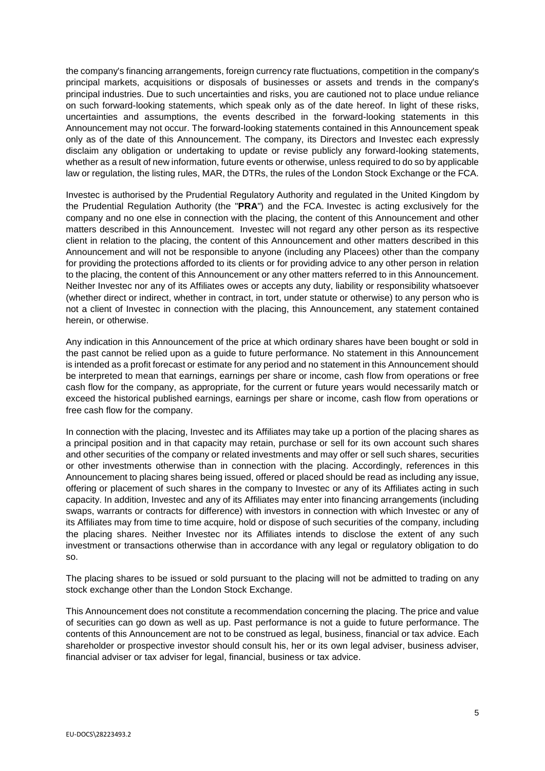the company's financing arrangements, foreign currency rate fluctuations, competition in the company's principal markets, acquisitions or disposals of businesses or assets and trends in the company's principal industries. Due to such uncertainties and risks, you are cautioned not to place undue reliance on such forward-looking statements, which speak only as of the date hereof. In light of these risks, uncertainties and assumptions, the events described in the forward-looking statements in this Announcement may not occur. The forward-looking statements contained in this Announcement speak only as of the date of this Announcement. The company, its Directors and Investec each expressly disclaim any obligation or undertaking to update or revise publicly any forward-looking statements, whether as a result of new information, future events or otherwise, unless required to do so by applicable law or regulation, the listing rules, MAR, the DTRs, the rules of the London Stock Exchange or the FCA.

Investec is authorised by the Prudential Regulatory Authority and regulated in the United Kingdom by the Prudential Regulation Authority (the "**PRA**") and the FCA. Investec is acting exclusively for the company and no one else in connection with the placing, the content of this Announcement and other matters described in this Announcement. Investec will not regard any other person as its respective client in relation to the placing, the content of this Announcement and other matters described in this Announcement and will not be responsible to anyone (including any Placees) other than the company for providing the protections afforded to its clients or for providing advice to any other person in relation to the placing, the content of this Announcement or any other matters referred to in this Announcement. Neither Investec nor any of its Affiliates owes or accepts any duty, liability or responsibility whatsoever (whether direct or indirect, whether in contract, in tort, under statute or otherwise) to any person who is not a client of Investec in connection with the placing, this Announcement, any statement contained herein, or otherwise.

Any indication in this Announcement of the price at which ordinary shares have been bought or sold in the past cannot be relied upon as a guide to future performance. No statement in this Announcement is intended as a profit forecast or estimate for any period and no statement in this Announcement should be interpreted to mean that earnings, earnings per share or income, cash flow from operations or free cash flow for the company, as appropriate, for the current or future years would necessarily match or exceed the historical published earnings, earnings per share or income, cash flow from operations or free cash flow for the company.

In connection with the placing, Investec and its Affiliates may take up a portion of the placing shares as a principal position and in that capacity may retain, purchase or sell for its own account such shares and other securities of the company or related investments and may offer or sell such shares, securities or other investments otherwise than in connection with the placing. Accordingly, references in this Announcement to placing shares being issued, offered or placed should be read as including any issue, offering or placement of such shares in the company to Investec or any of its Affiliates acting in such capacity. In addition, Investec and any of its Affiliates may enter into financing arrangements (including swaps, warrants or contracts for difference) with investors in connection with which Investec or any of its Affiliates may from time to time acquire, hold or dispose of such securities of the company, including the placing shares. Neither Investec nor its Affiliates intends to disclose the extent of any such investment or transactions otherwise than in accordance with any legal or regulatory obligation to do so.

The placing shares to be issued or sold pursuant to the placing will not be admitted to trading on any stock exchange other than the London Stock Exchange.

This Announcement does not constitute a recommendation concerning the placing. The price and value of securities can go down as well as up. Past performance is not a guide to future performance. The contents of this Announcement are not to be construed as legal, business, financial or tax advice. Each shareholder or prospective investor should consult his, her or its own legal adviser, business adviser, financial adviser or tax adviser for legal, financial, business or tax advice.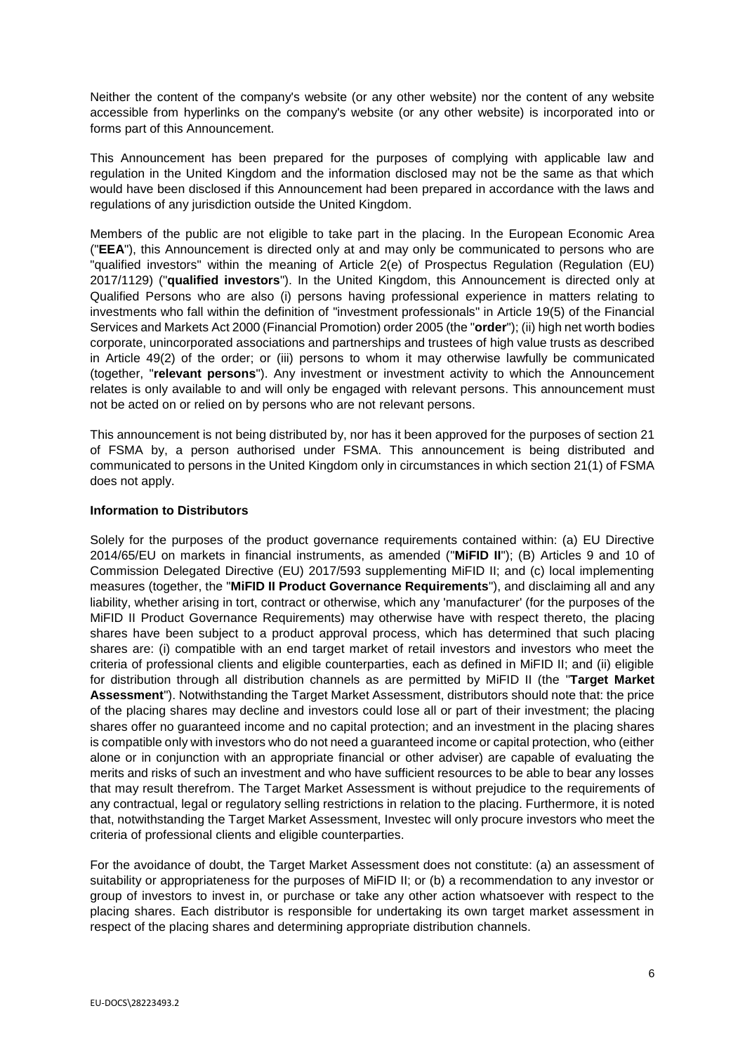Neither the content of the company's website (or any other website) nor the content of any website accessible from hyperlinks on the company's website (or any other website) is incorporated into or forms part of this Announcement.

This Announcement has been prepared for the purposes of complying with applicable law and regulation in the United Kingdom and the information disclosed may not be the same as that which would have been disclosed if this Announcement had been prepared in accordance with the laws and regulations of any jurisdiction outside the United Kingdom.

Members of the public are not eligible to take part in the placing. In the European Economic Area ("**EEA**"), this Announcement is directed only at and may only be communicated to persons who are "qualified investors" within the meaning of Article 2(e) of Prospectus Regulation (Regulation (EU) 2017/1129) ("**qualified investors**"). In the United Kingdom, this Announcement is directed only at Qualified Persons who are also (i) persons having professional experience in matters relating to investments who fall within the definition of "investment professionals" in Article 19(5) of the Financial Services and Markets Act 2000 (Financial Promotion) order 2005 (the "**order**"); (ii) high net worth bodies corporate, unincorporated associations and partnerships and trustees of high value trusts as described in Article 49(2) of the order; or (iii) persons to whom it may otherwise lawfully be communicated (together, "**relevant persons**"). Any investment or investment activity to which the Announcement relates is only available to and will only be engaged with relevant persons. This announcement must not be acted on or relied on by persons who are not relevant persons.

This announcement is not being distributed by, nor has it been approved for the purposes of section 21 of FSMA by, a person authorised under FSMA. This announcement is being distributed and communicated to persons in the United Kingdom only in circumstances in which section 21(1) of FSMA does not apply.

**Information to Distributors**

Solely for the purposes of the product governance requirements contained within: (a) EU Directive 2014/65/EU on markets in financial instruments, as amended ("**MiFID II**"); (B) Articles 9 and 10 of Commission Delegated Directive (EU) 2017/593 supplementing MiFID II; and (c) local implementing measures (together, the "**MiFID II Product Governance Requirements**"), and disclaiming all and any liability, whether arising in tort, contract or otherwise, which any 'manufacturer' (for the purposes of the MiFID II Product Governance Requirements) may otherwise have with respect thereto, the placing shares have been subject to a product approval process, which has determined that such placing shares are: (i) compatible with an end target market of retail investors and investors who meet the criteria of professional clients and eligible counterparties, each as defined in MiFID II; and (ii) eligible for distribution through all distribution channels as are permitted by MiFID II (the "**Target Market Assessment**"). Notwithstanding the Target Market Assessment, distributors should note that: the price of the placing shares may decline and investors could lose all or part of their investment; the placing shares offer no guaranteed income and no capital protection; and an investment in the placing shares is compatible only with investors who do not need a guaranteed income or capital protection, who (either alone or in conjunction with an appropriate financial or other adviser) are capable of evaluating the merits and risks of such an investment and who have sufficient resources to be able to bear any losses that may result therefrom. The Target Market Assessment is without prejudice to the requirements of any contractual, legal or regulatory selling restrictions in relation to the placing. Furthermore, it is noted that, notwithstanding the Target Market Assessment, Investec will only procure investors who meet the criteria of professional clients and eligible counterparties.

For the avoidance of doubt, the Target Market Assessment does not constitute: (a) an assessment of suitability or appropriateness for the purposes of MiFID II; or (b) a recommendation to any investor or group of investors to invest in, or purchase or take any other action whatsoever with respect to the placing shares. Each distributor is responsible for undertaking its own target market assessment in respect of the placing shares and determining appropriate distribution channels.

EU-DOCS\28223493.2